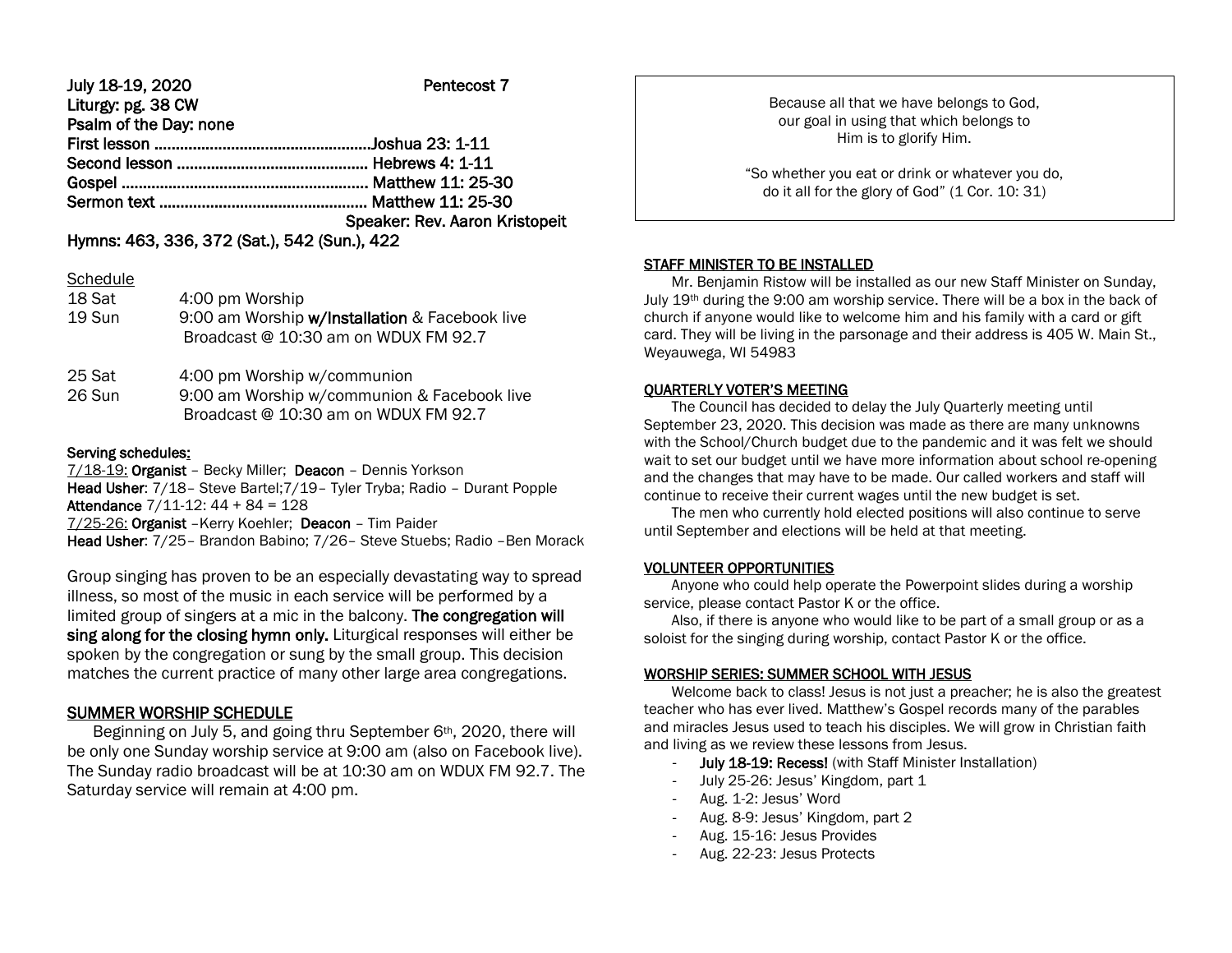**July 18-19, 2020 Pentecost 7**

**Liturgy: pg. 38 CW**

**Psalm of the Day: none**

**First lesson .................................................... Joshua 23: 1-11**

**Second lesson ............................................ Hebrews 4: 1-11**

**Gospel ......................................................... Matthew 11: 25-30**

**Sermon text ................................................ Matthew 11: 25-30**

**Speaker: Rev. Aaron Kristopeit**

**Hymns: 463, 336, 372 (Sat.), 542 (Sun.), 422**

Schedule

| | |
|---|---|
| 18 Sat | 4:00 pm Worship |
| 19 Sun | 9:00 am Worship **w/Installation** & Facebook live Broadcast @ 10:30 am on WDUX FM 92.7 |
| 25 Sat | 4:00 pm Worship w/communion |
| 26 Sun | 9:00 am Worship w/communion & Facebook live Broadcast @ 10:30 am on WDUX FM 92.7 |

**Serving schedules:**

7/18-19: **Organist** – Becky Miller; **Deacon** – Dennis Yorkson

**Head Usher**: 7/18– Steve Bartel;7/19– Tyler Tryba; Radio – Durant Popple

**Attendance** 7/11-12: 44 + 84 = 128

7/25-26: **Organist** –Kerry Koehler; **Deacon** – Tim Paider

**Head Usher**: 7/25– Brandon Babino; 7/26– Steve Stuebs; Radio –Ben Morack

Group singing has proven to be an especially devastating way to spread illness, so most of the music in each service will be performed by a limited group of singers at a mic in the balcony. **The congregation will sing along for the closing hymn only.** Liturgical responses will either be spoken by the congregation or sung by the small group. This decision matches the current practice of many other large area congregations.

## SUMMER WORSHIP SCHEDULE

Beginning on July 5, and going thru September 6th, 2020, there will be only one Sunday worship service at 9:00 am (also on Facebook live). The Sunday radio broadcast will be at 10:30 am on WDUX FM 92.7. The Saturday service will remain at 4:00 pm.

Because all that we have belongs to God, our goal in using that which belongs to Him is to glorify Him.

"So whether you eat or drink or whatever you do, do it all for the glory of God" (1 Cor. 10: 31)

## STAFF MINISTER TO BE INSTALLED

Mr. Benjamin Ristow will be installed as our new Staff Minister on Sunday, July 19th during the 9:00 am worship service. There will be a box in the back of church if anyone would like to welcome him and his family with a card or gift card. They will be living in the parsonage and their address is 405 W. Main St., Weyauwega, WI 54983

## QUARTERLY VOTER'S MEETING

The Council has decided to delay the July Quarterly meeting until September 23, 2020. This decision was made as there are many unknowns with the School/Church budget due to the pandemic and it was felt we should wait to set our budget until we have more information about school re-opening and the changes that may have to be made. Our called workers and staff will continue to receive their current wages until the new budget is set.

The men who currently hold elected positions will also continue to serve until September and elections will be held at that meeting.

## VOLUNTEER OPPORTUNITIES

Anyone who could help operate the Powerpoint slides during a worship service, please contact Pastor K or the office.

Also, if there is anyone who would like to be part of a small group or as a soloist for the singing during worship, contact Pastor K or the office.

## WORSHIP SERIES: SUMMER SCHOOL WITH JESUS

Welcome back to class! Jesus is not just a preacher; he is also the greatest teacher who has ever lived. Matthew's Gospel records many of the parables and miracles Jesus used to teach his disciples. We will grow in Christian faith and living as we review these lessons from Jesus.

- **July 18-19: Recess!** (with Staff Minister Installation)
- July 25-26: Jesus' Kingdom, part 1
- Aug. 1-2: Jesus' Word
- Aug. 8-9: Jesus' Kingdom, part 2
- Aug. 15-16: Jesus Provides
- Aug. 22-23: Jesus Protects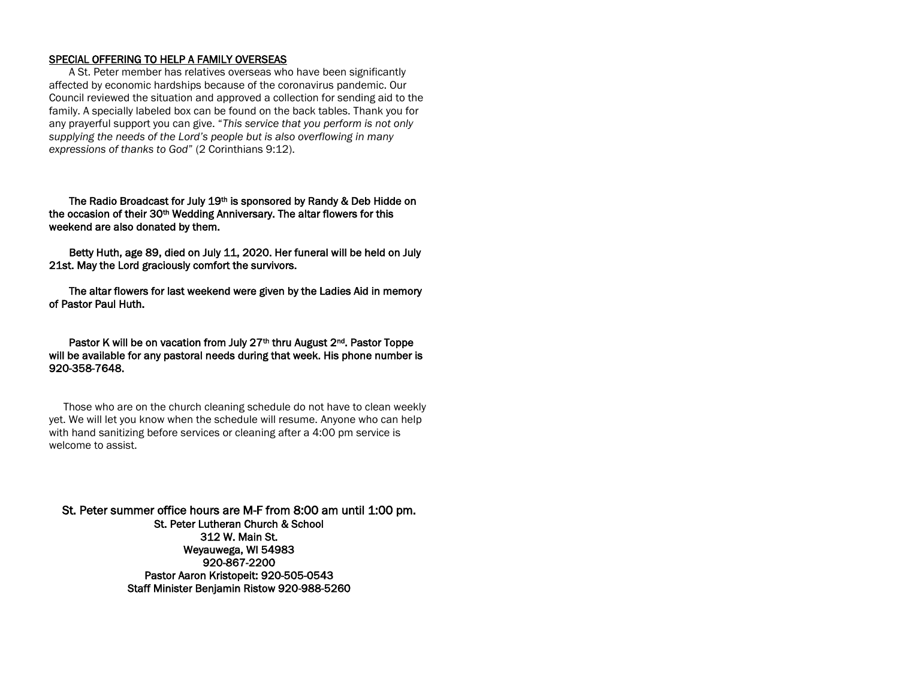<u>SPECIAL OFFERING TO HELP A FAMILY OVERSEAS</u>

A St. Peter member has relatives overseas who have been significantly affected by economic hardships because of the coronavirus pandemic. Our Council reviewed the situation and approved a collection for sending aid to the family. A specially labeled box can be found on the back tables. Thank you for any prayerful support you can give. *"This service that you perform is not only supplying the needs of the Lord's people but is also overflowing in many expressions of thanks to God"* (2 Corinthians 9:12).

The Radio Broadcast for July 19th is sponsored by Randy & Deb Hidde on the occasion of their 30th Wedding Anniversary. The altar flowers for this weekend are also donated by them.

Betty Huth, age 89, died on July 11, 2020. Her funeral will be held on July 21st. May the Lord graciously comfort the survivors.

The altar flowers for last weekend were given by the Ladies Aid in memory of Pastor Paul Huth.

Pastor K will be on vacation from July 27th thru August 2nd. Pastor Toppe will be available for any pastoral needs during that week. His phone number is 920-358-7648.

Those who are on the church cleaning schedule do not have to clean weekly yet. We will let you know when the schedule will resume. Anyone who can help with hand sanitizing before services or cleaning after a 4:00 pm service is welcome to assist.

St. Peter summer office hours are M-F from 8:00 am until 1:00 pm.

St. Peter Lutheran Church & School
312 W. Main St.
Weyauwega, WI 54983
920-867-2200
Pastor Aaron Kristopeit: 920-505-0543
Staff Minister Benjamin Ristow 920-988-5260